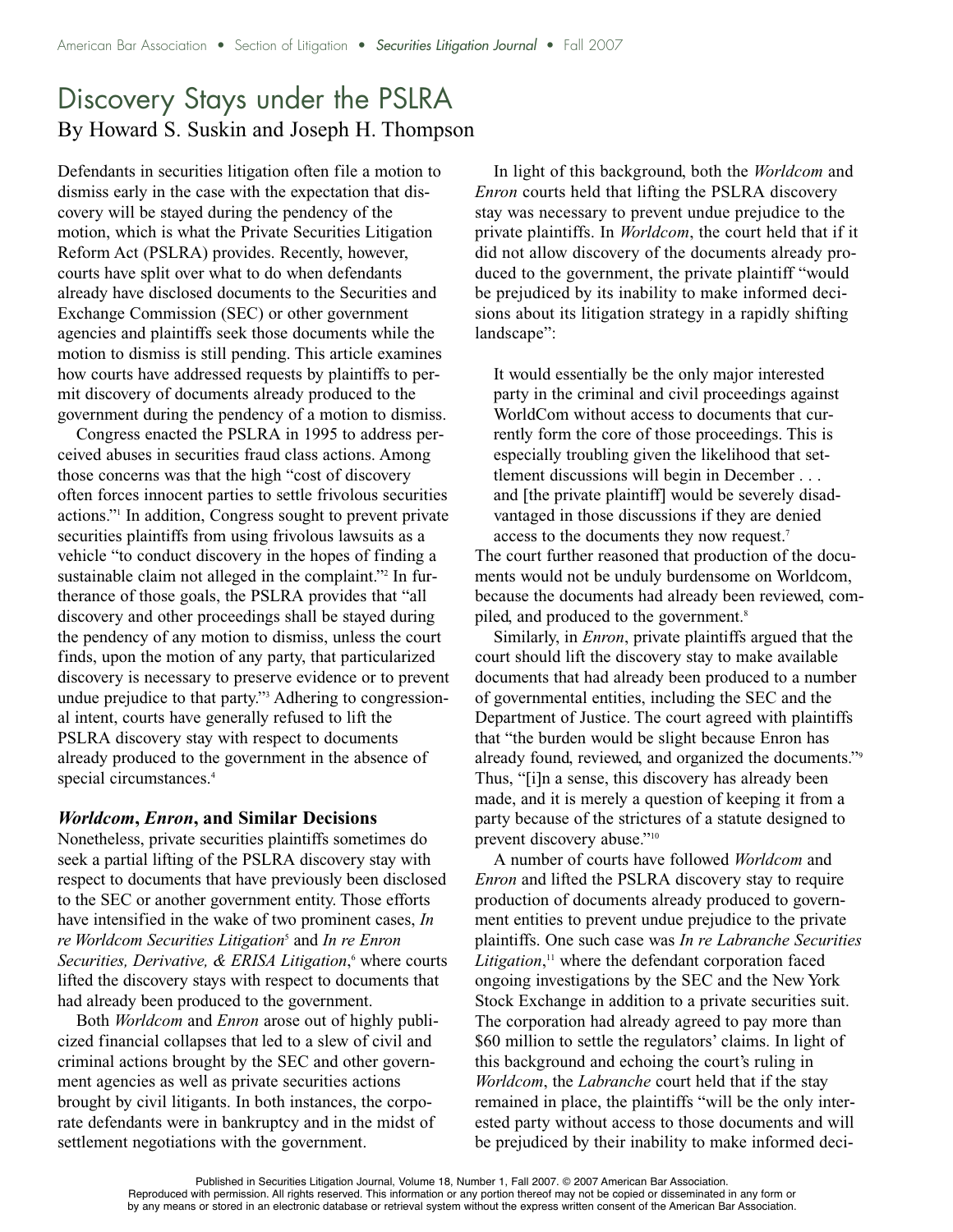# Discovery Stays under the PSLRA

By Howard S. Suskin and Joseph H. Thompson

Defendants in securities litigation often file a motion to dismiss early in the case with the expectation that discovery will be stayed during the pendency of the motion, which is what the Private Securities Litigation Reform Act (PSLRA) provides. Recently, however, courts have split over what to do when defendants already have disclosed documents to the Securities and Exchange Commission (SEC) or other government agencies and plaintiffs seek those documents while the motion to dismiss is still pending. This article examines how courts have addressed requests by plaintiffs to permit discovery of documents already produced to the government during the pendency of a motion to dismiss.

Congress enacted the PSLRA in 1995 to address perceived abuses in securities fraud class actions. Among those concerns was that the high "cost of discovery often forces innocent parties to settle frivolous securities actions."[1] In addition, Congress sought to prevent private securities plaintiffs from using frivolous lawsuits as a vehicle "to conduct discovery in the hopes of finding a sustainable claim not alleged in the complaint."[2] In furtherance of those goals, the PSLRA provides that "all discovery and other proceedings shall be stayed during the pendency of any motion to dismiss, unless the court finds, upon the motion of any party, that particularized discovery is necessary to preserve evidence or to prevent undue prejudice to that party."[3] Adhering to congressional intent, courts have generally refused to lift the PSLRA discovery stay with respect to documents already produced to the government in the absence of special circumstances.[4]

## *Worldcom*, *Enron*, and Similar Decisions

Nonetheless, private securities plaintiffs sometimes do seek a partial lifting of the PSLRA discovery stay with respect to documents that have previously been disclosed to the SEC or another government entity. Those efforts have intensified in the wake of two prominent cases, *In re Worldcom Securities Litigation*[5] and *In re Enron Securities, Derivative, & ERISA Litigation*,[6] where courts lifted the discovery stays with respect to documents that had already been produced to the government.

Both *Worldcom* and *Enron* arose out of highly publicized financial collapses that led to a slew of civil and criminal actions brought by the SEC and other government agencies as well as private securities actions brought by civil litigants. In both instances, the corporate defendants were in bankruptcy and in the midst of settlement negotiations with the government.

In light of this background, both the *Worldcom* and *Enron* courts held that lifting the PSLRA discovery stay was necessary to prevent undue prejudice to the private plaintiffs. In *Worldcom*, the court held that if it did not allow discovery of the documents already produced to the government, the private plaintiff "would be prejudiced by its inability to make informed decisions about its litigation strategy in a rapidly shifting landscape":

> It would essentially be the only major interested party in the criminal and civil proceedings against WorldCom without access to documents that currently form the core of those proceedings. This is especially troubling given the likelihood that settlement discussions will begin in December . . . and [the private plaintiff] would be severely disadvantaged in those discussions if they are denied access to the documents they now request.[7]

The court further reasoned that production of the documents would not be unduly burdensome on Worldcom, because the documents had already been reviewed, compiled, and produced to the government.[8]

Similarly, in *Enron*, private plaintiffs argued that the court should lift the discovery stay to make available documents that had already been produced to a number of governmental entities, including the SEC and the Department of Justice. The court agreed with plaintiffs that "the burden would be slight because Enron has already found, reviewed, and organized the documents."[9] Thus, "[i]n a sense, this discovery has already been made, and it is merely a question of keeping it from a party because of the strictures of a statute designed to prevent discovery abuse."[10]

A number of courts have followed *Worldcom* and *Enron* and lifted the PSLRA discovery stay to require production of documents already produced to government entities to prevent undue prejudice to the private plaintiffs. One such case was *In re Labranche Securities Litigation*,[11] where the defendant corporation faced ongoing investigations by the SEC and the New York Stock Exchange in addition to a private securities suit. The corporation had already agreed to pay more than $60 million to settle the regulators' claims. In light of this background and echoing the court's ruling in *Worldcom*, the *Labranche* court held that if the stay remained in place, the plaintiffs "will be the only interested party without access to those documents and will be prejudiced by their inability to make informed deci-

Published in Securities Litigation Journal, Volume 18, Number 1, Fall 2007. © 2007 American Bar Association. Reproduced with permission. All rights reserved. This information or any portion thereof may not be copied or disseminated in any form or by any means or stored in an electronic database or retrieval system without the express written consent of the American Bar Association.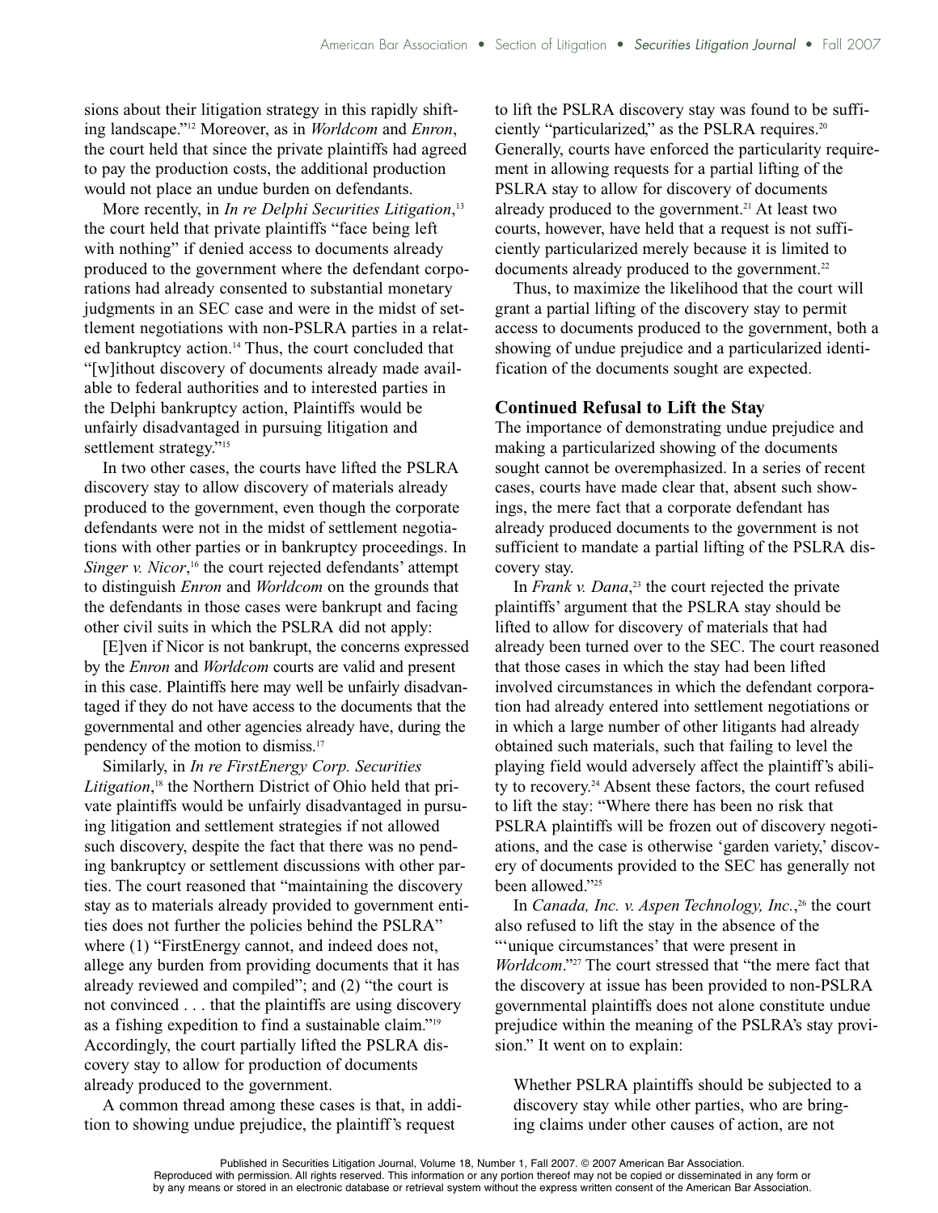sions about their litigation strategy in this rapidly shifting landscape."[12] Moreover, as in *Worldcom* and *Enron*, the court held that since the private plaintiffs had agreed to pay the production costs, the additional production would not place an undue burden on defendants.

More recently, in *In re Delphi Securities Litigation*,[13] the court held that private plaintiffs "face being left with nothing" if denied access to documents already produced to the government where the defendant corporations had already consented to substantial monetary judgments in an SEC case and were in the midst of settlement negotiations with non-PSLRA parties in a related bankruptcy action.[14] Thus, the court concluded that "[w]ithout discovery of documents already made available to federal authorities and to interested parties in the Delphi bankruptcy action, Plaintiffs would be unfairly disadvantaged in pursuing litigation and settlement strategy."[15]

In two other cases, the courts have lifted the PSLRA discovery stay to allow discovery of materials already produced to the government, even though the corporate defendants were not in the midst of settlement negotiations with other parties or in bankruptcy proceedings. In *Singer v. Nicor*,[16] the court rejected defendants' attempt to distinguish *Enron* and *Worldcom* on the grounds that the defendants in those cases were bankrupt and facing other civil suits in which the PSLRA did not apply:

[E]ven if Nicor is not bankrupt, the concerns expressed by the *Enron* and *Worldcom* courts are valid and present in this case. Plaintiffs here may well be unfairly disadvantaged if they do not have access to the documents that the governmental and other agencies already have, during the pendency of the motion to dismiss.[17]

Similarly, in *In re FirstEnergy Corp. Securities Litigation*,[18] the Northern District of Ohio held that private plaintiffs would be unfairly disadvantaged in pursuing litigation and settlement strategies if not allowed such discovery, despite the fact that there was no pending bankruptcy or settlement discussions with other parties. The court reasoned that "maintaining the discovery stay as to materials already provided to government entities does not further the policies behind the PSLRA" where (1) "FirstEnergy cannot, and indeed does not, allege any burden from providing documents that it has already reviewed and compiled"; and (2) "the court is not convinced . . . that the plaintiffs are using discovery as a fishing expedition to find a sustainable claim."[19] Accordingly, the court partially lifted the PSLRA discovery stay to allow for production of documents already produced to the government.

A common thread among these cases is that, in addition to showing undue prejudice, the plaintiff's request to lift the PSLRA discovery stay was found to be sufficiently "particularized," as the PSLRA requires.[20] Generally, courts have enforced the particularity requirement in allowing requests for a partial lifting of the PSLRA stay to allow for discovery of documents already produced to the government.[21] At least two courts, however, have held that a request is not sufficiently particularized merely because it is limited to documents already produced to the government.[22]

Thus, to maximize the likelihood that the court will grant a partial lifting of the discovery stay to permit access to documents produced to the government, both a showing of undue prejudice and a particularized identification of the documents sought are expected.

## Continued Refusal to Lift the Stay

The importance of demonstrating undue prejudice and making a particularized showing of the documents sought cannot be overemphasized. In a series of recent cases, courts have made clear that, absent such showings, the mere fact that a corporate defendant has already produced documents to the government is not sufficient to mandate a partial lifting of the PSLRA discovery stay.

In *Frank v. Dana*,[23] the court rejected the private plaintiffs' argument that the PSLRA stay should be lifted to allow for discovery of materials that had already been turned over to the SEC. The court reasoned that those cases in which the stay had been lifted involved circumstances in which the defendant corporation had already entered into settlement negotiations or in which a large number of other litigants had already obtained such materials, such that failing to level the playing field would adversely affect the plaintiff's ability to recovery.[24] Absent these factors, the court refused to lift the stay: "Where there has been no risk that PSLRA plaintiffs will be frozen out of discovery negotiations, and the case is otherwise 'garden variety,' discovery of documents provided to the SEC has generally not been allowed."[25]

In *Canada, Inc. v. Aspen Technology, Inc.*,[26] the court also refused to lift the stay in the absence of the "'unique circumstances' that were present in *Worldcom*."[27] The court stressed that "the mere fact that the discovery at issue has been provided to non-PSLRA governmental plaintiffs does not alone constitute undue prejudice within the meaning of the PSLRA's stay provision." It went on to explain:

> Whether PSLRA plaintiffs should be subjected to a discovery stay while other parties, who are bringing claims under other causes of action, are not

Published in Securities Litigation Journal, Volume 18, Number 1, Fall 2007. © 2007 American Bar Association. Reproduced with permission. All rights reserved. This information or any portion thereof may not be copied or disseminated in any form or by any means or stored in an electronic database or retrieval system without the express written consent of the American Bar Association.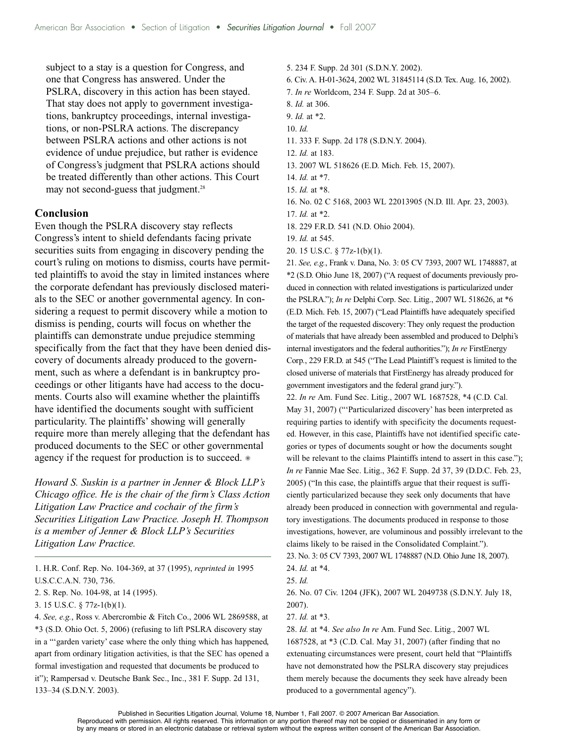subject to a stay is a question for Congress, and one that Congress has answered. Under the PSLRA, discovery in this action has been stayed. That stay does not apply to government investigations, bankruptcy proceedings, internal investigations, or non-PSLRA actions. The discrepancy between PSLRA actions and other actions is not evidence of undue prejudice, but rather is evidence of Congress's judgment that PSLRA actions should be treated differently than other actions. This Court may not second-guess that judgment.[28]

## Conclusion

Even though the PSLRA discovery stay reflects Congress's intent to shield defendants facing private securities suits from engaging in discovery pending the court's ruling on motions to dismiss, courts have permitted plaintiffs to avoid the stay in limited instances where the corporate defendant has previously disclosed materials to the SEC or another governmental agency. In considering a request to permit discovery while a motion to dismiss is pending, courts will focus on whether the plaintiffs can demonstrate undue prejudice stemming specifically from the fact that they have been denied discovery of documents already produced to the government, such as where a defendant is in bankruptcy proceedings or other litigants have had access to the documents. Courts also will examine whether the plaintiffs have identified the documents sought with sufficient particularity. The plaintiffs' showing will generally require more than merely alleging that the defendant has produced documents to the SEC or other governmental agency if the request for production is to succeed.

*Howard S. Suskin is a partner in Jenner & Block LLP's Chicago office. He is the chair of the firm's Class Action Litigation Law Practice and cochair of the firm's Securities Litigation Law Practice. Joseph H. Thompson is a member of Jenner & Block LLP's Securities Litigation Law Practice.*

---

1. H.R. Conf. Rep. No. 104-369, at 37 (1995), *reprinted in* 1995 U.S.C.C.A.N. 730, 736.
2. S. Rep. No. 104-98, at 14 (1995).
3. 15 U.S.C. § 77z-1(b)(1).
4. *See, e.g.*, Ross v. Abercrombie & Fitch Co., 2006 WL 2869588, at *3 (S.D. Ohio Oct. 5, 2006) (refusing to lift PSLRA discovery stay in a "'garden variety' case where the only thing which has happened, apart from ordinary litigation activities, is that the SEC has opened a formal investigation and requested that documents be produced to it"); Rampersad v. Deutsche Bank Sec., Inc., 381 F. Supp. 2d 131, 133–34 (S.D.N.Y. 2003).
5. 234 F. Supp. 2d 301 (S.D.N.Y. 2002).
6. Civ. A. H-01-3624, 2002 WL 31845114 (S.D. Tex. Aug. 16, 2002).
7. *In re* Worldcom, 234 F. Supp. 2d at 305–6.
8. *Id.* at 306.
9. *Id.* at *2.
10. *Id.*
11. 333 F. Supp. 2d 178 (S.D.N.Y. 2004).
12. *Id.* at 183.
13. 2007 WL 518626 (E.D. Mich. Feb. 15, 2007).
14. *Id.* at *7.
15. *Id.* at *8.
16. No. 02 C 5168, 2003 WL 22013905 (N.D. Ill. Apr. 23, 2003).
17. *Id.* at *2.
18. 229 F.R.D. 541 (N.D. Ohio 2004).
19. *Id.* at 545.
20. 15 U.S.C. § 77z-1(b)(1).
21. *See, e.g.*, Frank v. Dana, No. 3: 05 CV 7393, 2007 WL 1748887, at *2 (S.D. Ohio June 18, 2007) ("A request of documents previously produced in connection with related investigations is particularized under the PSLRA."); *In re* Delphi Corp. Sec. Litig., 2007 WL 518626, at *6 (E.D. Mich. Feb. 15, 2007) ("Lead Plaintiffs have adequately specified the target of the requested discovery: They only request the production of materials that have already been assembled and produced to Delphi's internal investigators and the federal authorities."); *In re* FirstEnergy Corp., 229 F.R.D. at 545 ("The Lead Plaintiff's request is limited to the closed universe of materials that FirstEnergy has already produced for government investigators and the federal grand jury.").
22. *In re* Am. Fund Sec. Litig., 2007 WL 1687528, *4 (C.D. Cal. May 31, 2007) ("'Particularized discovery' has been interpreted as requiring parties to identify with specificity the documents requested. However, in this case, Plaintiffs have not identified specific categories or types of documents sought or how the documents sought will be relevant to the claims Plaintiffs intend to assert in this case."); *In re* Fannie Mae Sec. Litig., 362 F. Supp. 2d 37, 39 (D.D.C. Feb. 23, 2005) ("In this case, the plaintiffs argue that their request is sufficiently particularized because they seek only documents that have already been produced in connection with governmental and regulatory investigations. The documents produced in response to those investigations, however, are voluminous and possibly irrelevant to the claims likely to be raised in the Consolidated Complaint.").
23. No. 3: 05 CV 7393, 2007 WL 1748887 (N.D. Ohio June 18, 2007).
24. *Id.* at *4.
25. *Id.*
26. No. 07 Civ. 1204 (JFK), 2007 WL 2049738 (S.D.N.Y. July 18, 2007).
27. *Id.* at *3.
28. *Id.* at *4. *See also In re* Am. Fund Sec. Litig., 2007 WL 1687528, at *3 (C.D. Cal. May 31, 2007) (after finding that no extenuating circumstances were present, court held that "Plaintiffs have not demonstrated how the PSLRA discovery stay prejudices them merely because the documents they seek have already been produced to a governmental agency").

Published in Securities Litigation Journal, Volume 18, Number 1, Fall 2007. © 2007 American Bar Association. Reproduced with permission. All rights reserved. This information or any portion thereof may not be copied or disseminated in any form or by any means or stored in an electronic database or retrieval system without the express written consent of the American Bar Association.